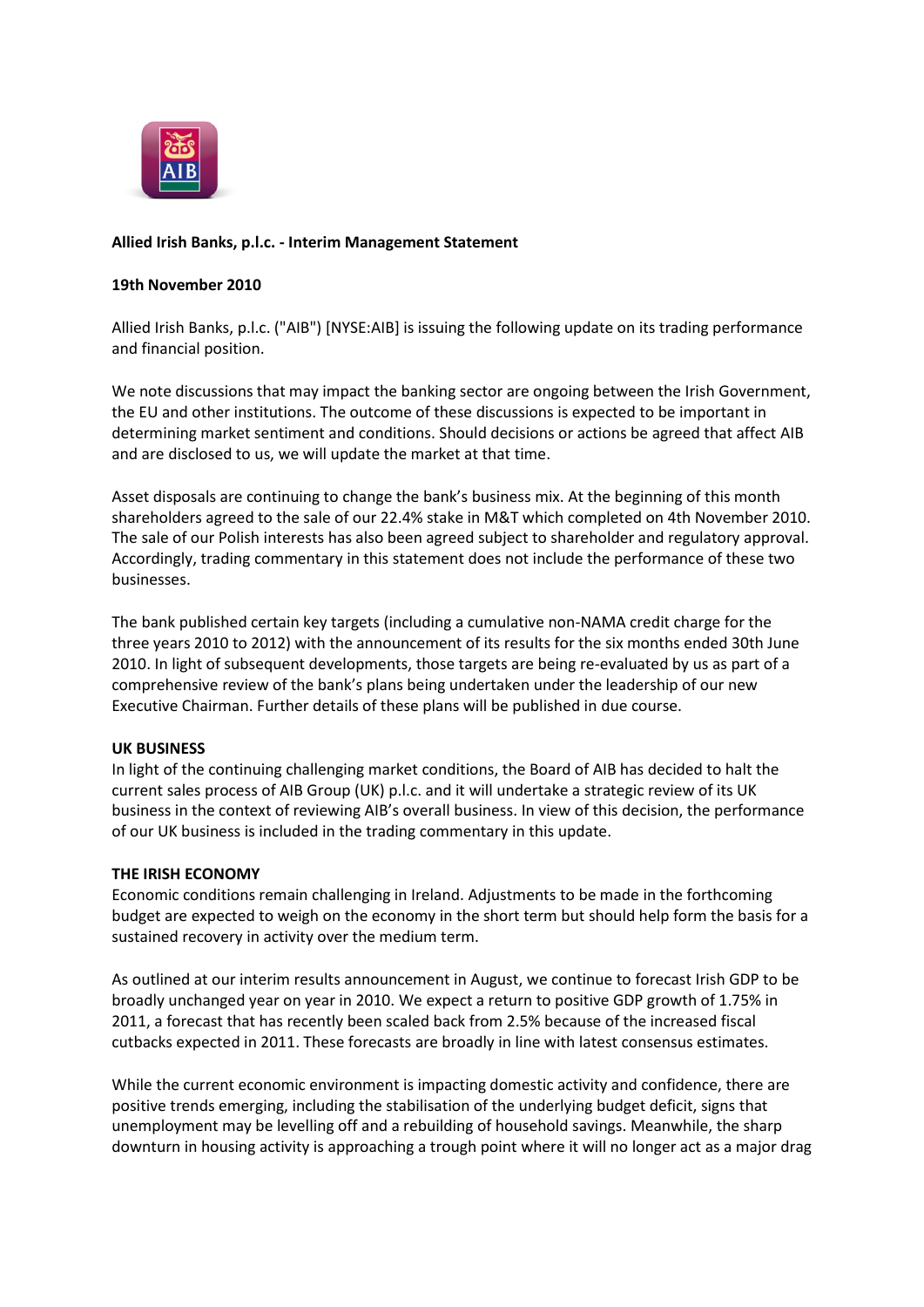**Allied Irish Banks, p.l.c. - Interim Management Statement**

**19th November 2010**

Allied Irish Banks, p.l.c. ("AIB") [NYSE:AIB] is issuing the following update on its trading performance and financial position.

We note discussions that may impact the banking sector are ongoing between the Irish Government, the EU and other institutions. The outcome of these discussions is expected to be important in determining market sentiment and conditions. Should decisions or actions be agreed that affect AIB and are disclosed to us, we will update the market at that time.

Asset disposals are continuing to change the bank's business mix. At the beginning of this month shareholders agreed to the sale of our 22.4% stake in M&T which completed on 4th November 2010. The sale of our Polish interests has also been agreed subject to shareholder and regulatory approval. Accordingly, trading commentary in this statement does not include the performance of these two businesses.

The bank published certain key targets (including a cumulative non-NAMA credit charge for the three years 2010 to 2012) with the announcement of its results for the six months ended 30th June 2010. In light of subsequent developments, those targets are being re-evaluated by us as part of a comprehensive review of the bank's plans being undertaken under the leadership of our new Executive Chairman. Further details of these plans will be published in due course.

**UK BUSINESS**

In light of the continuing challenging market conditions, the Board of AIB has decided to halt the current sales process of AIB Group (UK) p.l.c. and it will undertake a strategic review of its UK business in the context of reviewing AIB's overall business. In view of this decision, the performance of our UK business is included in the trading commentary in this update.

**THE IRISH ECONOMY**

Economic conditions remain challenging in Ireland. Adjustments to be made in the forthcoming budget are expected to weigh on the economy in the short term but should help form the basis for a sustained recovery in activity over the medium term.

As outlined at our interim results announcement in August, we continue to forecast Irish GDP to be broadly unchanged year on year in 2010. We expect a return to positive GDP growth of 1.75% in 2011, a forecast that has recently been scaled back from 2.5% because of the increased fiscal cutbacks expected in 2011. These forecasts are broadly in line with latest consensus estimates.

While the current economic environment is impacting domestic activity and confidence, there are positive trends emerging, including the stabilisation of the underlying budget deficit, signs that unemployment may be levelling off and a rebuilding of household savings. Meanwhile, the sharp downturn in housing activity is approaching a trough point where it will no longer act as a major drag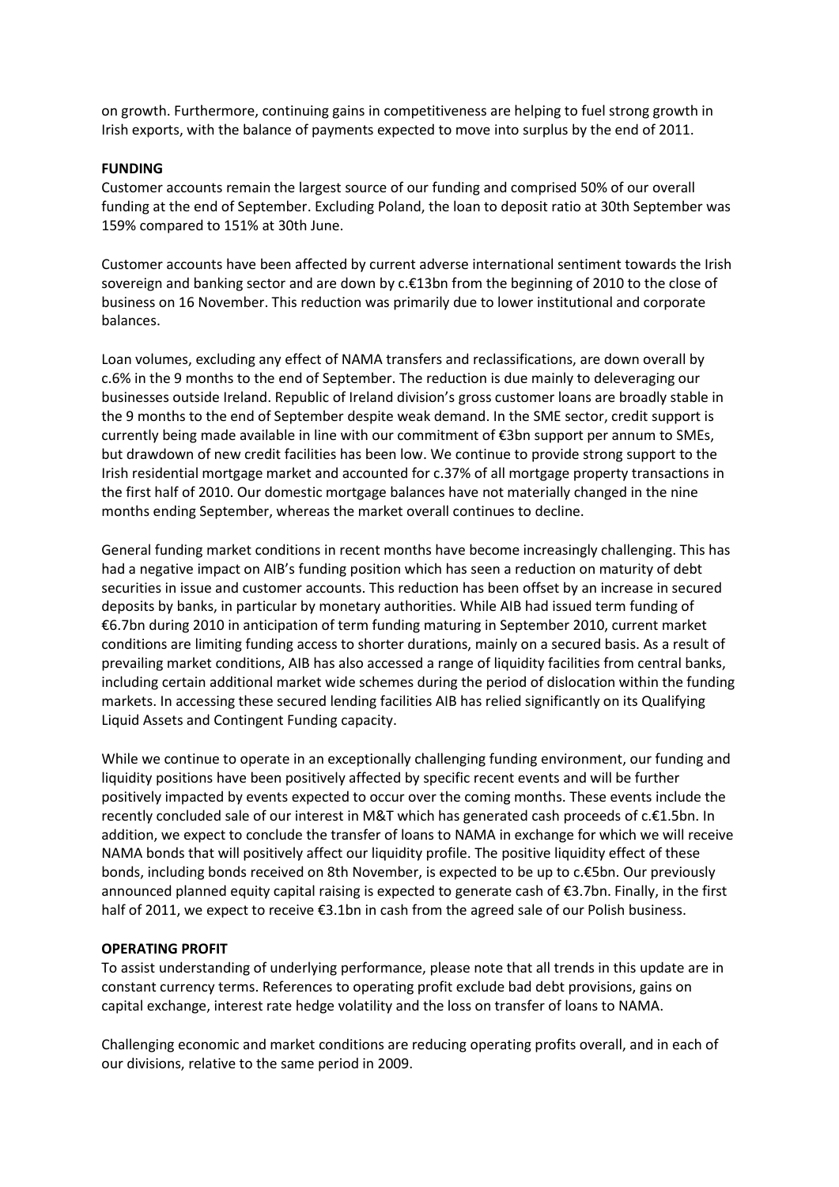on growth. Furthermore, continuing gains in competitiveness are helping to fuel strong growth in Irish exports, with the balance of payments expected to move into surplus by the end of 2011.

**FUNDING**

Customer accounts remain the largest source of our funding and comprised 50% of our overall funding at the end of September. Excluding Poland, the loan to deposit ratio at 30th September was 159% compared to 151% at 30th June.

Customer accounts have been affected by current adverse international sentiment towards the Irish sovereign and banking sector and are down by c.€13bn from the beginning of 2010 to the close of business on 16 November. This reduction was primarily due to lower institutional and corporate balances.

Loan volumes, excluding any effect of NAMA transfers and reclassifications, are down overall by c.6% in the 9 months to the end of September. The reduction is due mainly to deleveraging our businesses outside Ireland. Republic of Ireland division's gross customer loans are broadly stable in the 9 months to the end of September despite weak demand. In the SME sector, credit support is currently being made available in line with our commitment of €3bn support per annum to SMEs, but drawdown of new credit facilities has been low. We continue to provide strong support to the Irish residential mortgage market and accounted for c.37% of all mortgage property transactions in the first half of 2010. Our domestic mortgage balances have not materially changed in the nine months ending September, whereas the market overall continues to decline.

General funding market conditions in recent months have become increasingly challenging. This has had a negative impact on AIB's funding position which has seen a reduction on maturity of debt securities in issue and customer accounts. This reduction has been offset by an increase in secured deposits by banks, in particular by monetary authorities. While AIB had issued term funding of €6.7bn during 2010 in anticipation of term funding maturing in September 2010, current market conditions are limiting funding access to shorter durations, mainly on a secured basis. As a result of prevailing market conditions, AIB has also accessed a range of liquidity facilities from central banks, including certain additional market wide schemes during the period of dislocation within the funding markets. In accessing these secured lending facilities AIB has relied significantly on its Qualifying Liquid Assets and Contingent Funding capacity.

While we continue to operate in an exceptionally challenging funding environment, our funding and liquidity positions have been positively affected by specific recent events and will be further positively impacted by events expected to occur over the coming months. These events include the recently concluded sale of our interest in M&T which has generated cash proceeds of c.€1.5bn. In addition, we expect to conclude the transfer of loans to NAMA in exchange for which we will receive NAMA bonds that will positively affect our liquidity profile. The positive liquidity effect of these bonds, including bonds received on 8th November, is expected to be up to c.€5bn. Our previously announced planned equity capital raising is expected to generate cash of €3.7bn. Finally, in the first half of 2011, we expect to receive €3.1bn in cash from the agreed sale of our Polish business.

**OPERATING PROFIT**

To assist understanding of underlying performance, please note that all trends in this update are in constant currency terms. References to operating profit exclude bad debt provisions, gains on capital exchange, interest rate hedge volatility and the loss on transfer of loans to NAMA.

Challenging economic and market conditions are reducing operating profits overall, and in each of our divisions, relative to the same period in 2009.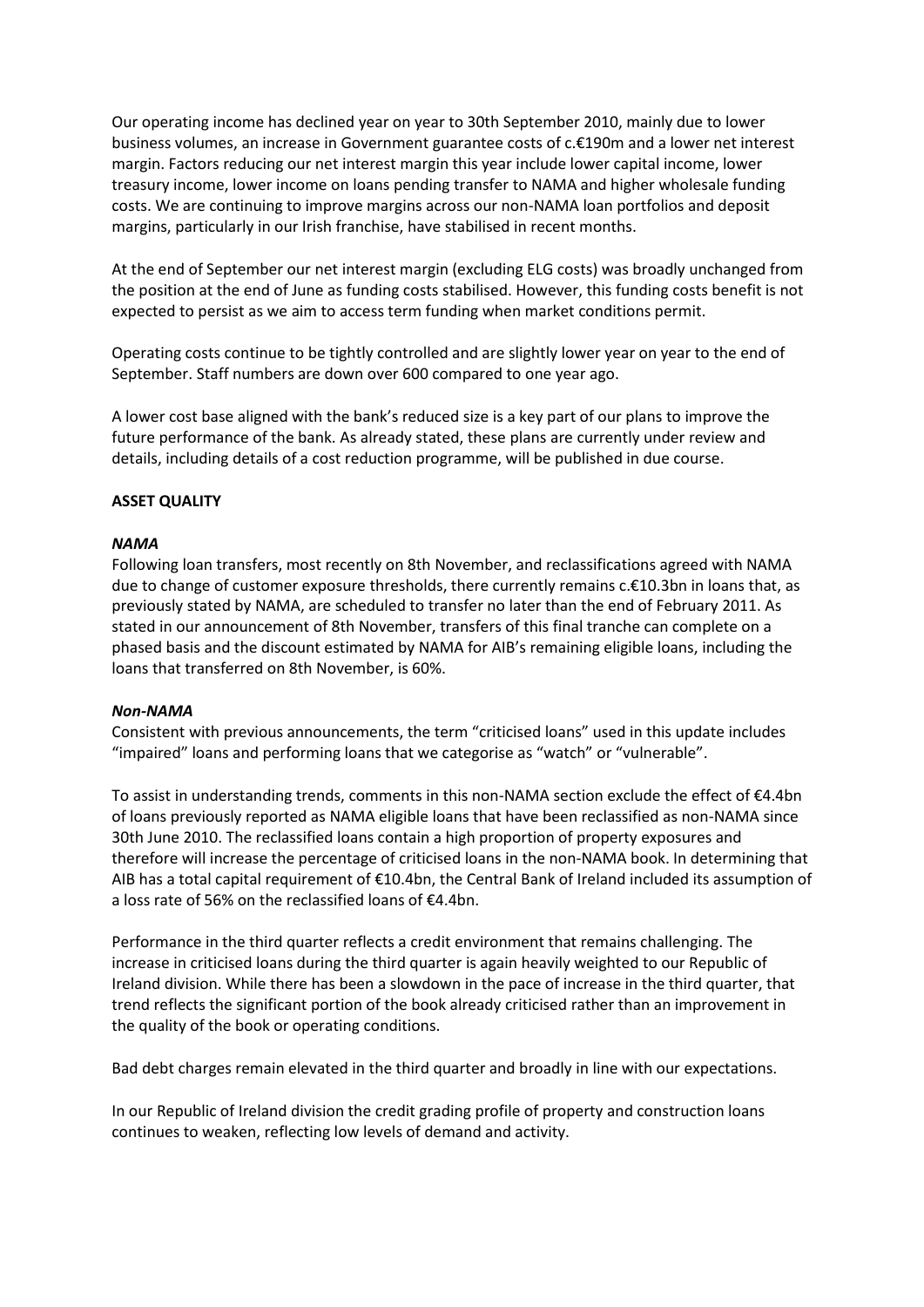Our operating income has declined year on year to 30th September 2010, mainly due to lower business volumes, an increase in Government guarantee costs of c.€190m and a lower net interest margin. Factors reducing our net interest margin this year include lower capital income, lower treasury income, lower income on loans pending transfer to NAMA and higher wholesale funding costs. We are continuing to improve margins across our non-NAMA loan portfolios and deposit margins, particularly in our Irish franchise, have stabilised in recent months.

At the end of September our net interest margin (excluding ELG costs) was broadly unchanged from the position at the end of June as funding costs stabilised. However, this funding costs benefit is not expected to persist as we aim to access term funding when market conditions permit.

Operating costs continue to be tightly controlled and are slightly lower year on year to the end of September. Staff numbers are down over 600 compared to one year ago.

A lower cost base aligned with the bank's reduced size is a key part of our plans to improve the future performance of the bank. As already stated, these plans are currently under review and details, including details of a cost reduction programme, will be published in due course.

**ASSET QUALITY**

***NAMA***

Following loan transfers, most recently on 8th November, and reclassifications agreed with NAMA due to change of customer exposure thresholds, there currently remains c.€10.3bn in loans that, as previously stated by NAMA, are scheduled to transfer no later than the end of February 2011. As stated in our announcement of 8th November, transfers of this final tranche can complete on a phased basis and the discount estimated by NAMA for AIB's remaining eligible loans, including the loans that transferred on 8th November, is 60%.

***Non-NAMA***

Consistent with previous announcements, the term "criticised loans" used in this update includes "impaired" loans and performing loans that we categorise as "watch" or "vulnerable".

To assist in understanding trends, comments in this non-NAMA section exclude the effect of €4.4bn of loans previously reported as NAMA eligible loans that have been reclassified as non-NAMA since 30th June 2010. The reclassified loans contain a high proportion of property exposures and therefore will increase the percentage of criticised loans in the non-NAMA book. In determining that AIB has a total capital requirement of €10.4bn, the Central Bank of Ireland included its assumption of a loss rate of 56% on the reclassified loans of €4.4bn.

Performance in the third quarter reflects a credit environment that remains challenging. The increase in criticised loans during the third quarter is again heavily weighted to our Republic of Ireland division. While there has been a slowdown in the pace of increase in the third quarter, that trend reflects the significant portion of the book already criticised rather than an improvement in the quality of the book or operating conditions.

Bad debt charges remain elevated in the third quarter and broadly in line with our expectations.

In our Republic of Ireland division the credit grading profile of property and construction loans continues to weaken, reflecting low levels of demand and activity.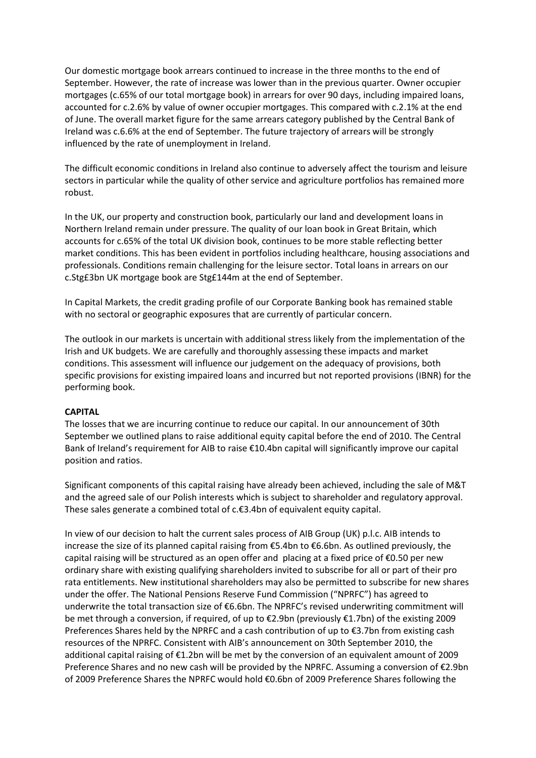Our domestic mortgage book arrears continued to increase in the three months to the end of September. However, the rate of increase was lower than in the previous quarter. Owner occupier mortgages (c.65% of our total mortgage book) in arrears for over 90 days, including impaired loans, accounted for c.2.6% by value of owner occupier mortgages. This compared with c.2.1% at the end of June. The overall market figure for the same arrears category published by the Central Bank of Ireland was c.6.6% at the end of September. The future trajectory of arrears will be strongly influenced by the rate of unemployment in Ireland.

The difficult economic conditions in Ireland also continue to adversely affect the tourism and leisure sectors in particular while the quality of other service and agriculture portfolios has remained more robust.

In the UK, our property and construction book, particularly our land and development loans in Northern Ireland remain under pressure. The quality of our loan book in Great Britain, which accounts for c.65% of the total UK division book, continues to be more stable reflecting better market conditions. This has been evident in portfolios including healthcare, housing associations and professionals. Conditions remain challenging for the leisure sector. Total loans in arrears on our c.Stg£3bn UK mortgage book are Stg£144m at the end of September.

In Capital Markets, the credit grading profile of our Corporate Banking book has remained stable with no sectoral or geographic exposures that are currently of particular concern.

The outlook in our markets is uncertain with additional stress likely from the implementation of the Irish and UK budgets. We are carefully and thoroughly assessing these impacts and market conditions. This assessment will influence our judgement on the adequacy of provisions, both specific provisions for existing impaired loans and incurred but not reported provisions (IBNR) for the performing book.

**CAPITAL**

The losses that we are incurring continue to reduce our capital. In our announcement of 30th September we outlined plans to raise additional equity capital before the end of 2010. The Central Bank of Ireland's requirement for AIB to raise €10.4bn capital will significantly improve our capital position and ratios.

Significant components of this capital raising have already been achieved, including the sale of M&T and the agreed sale of our Polish interests which is subject to shareholder and regulatory approval. These sales generate a combined total of c.€3.4bn of equivalent equity capital.

In view of our decision to halt the current sales process of AIB Group (UK) p.l.c. AIB intends to increase the size of its planned capital raising from €5.4bn to €6.6bn. As outlined previously, the capital raising will be structured as an open offer and placing at a fixed price of €0.50 per new ordinary share with existing qualifying shareholders invited to subscribe for all or part of their pro rata entitlements. New institutional shareholders may also be permitted to subscribe for new shares under the offer. The National Pensions Reserve Fund Commission ("NPRFC") has agreed to underwrite the total transaction size of €6.6bn. The NPRFC's revised underwriting commitment will be met through a conversion, if required, of up to €2.9bn (previously €1.7bn) of the existing 2009 Preferences Shares held by the NPRFC and a cash contribution of up to €3.7bn from existing cash resources of the NPRFC. Consistent with AIB's announcement on 30th September 2010, the additional capital raising of €1.2bn will be met by the conversion of an equivalent amount of 2009 Preference Shares and no new cash will be provided by the NPRFC. Assuming a conversion of €2.9bn of 2009 Preference Shares the NPRFC would hold €0.6bn of 2009 Preference Shares following the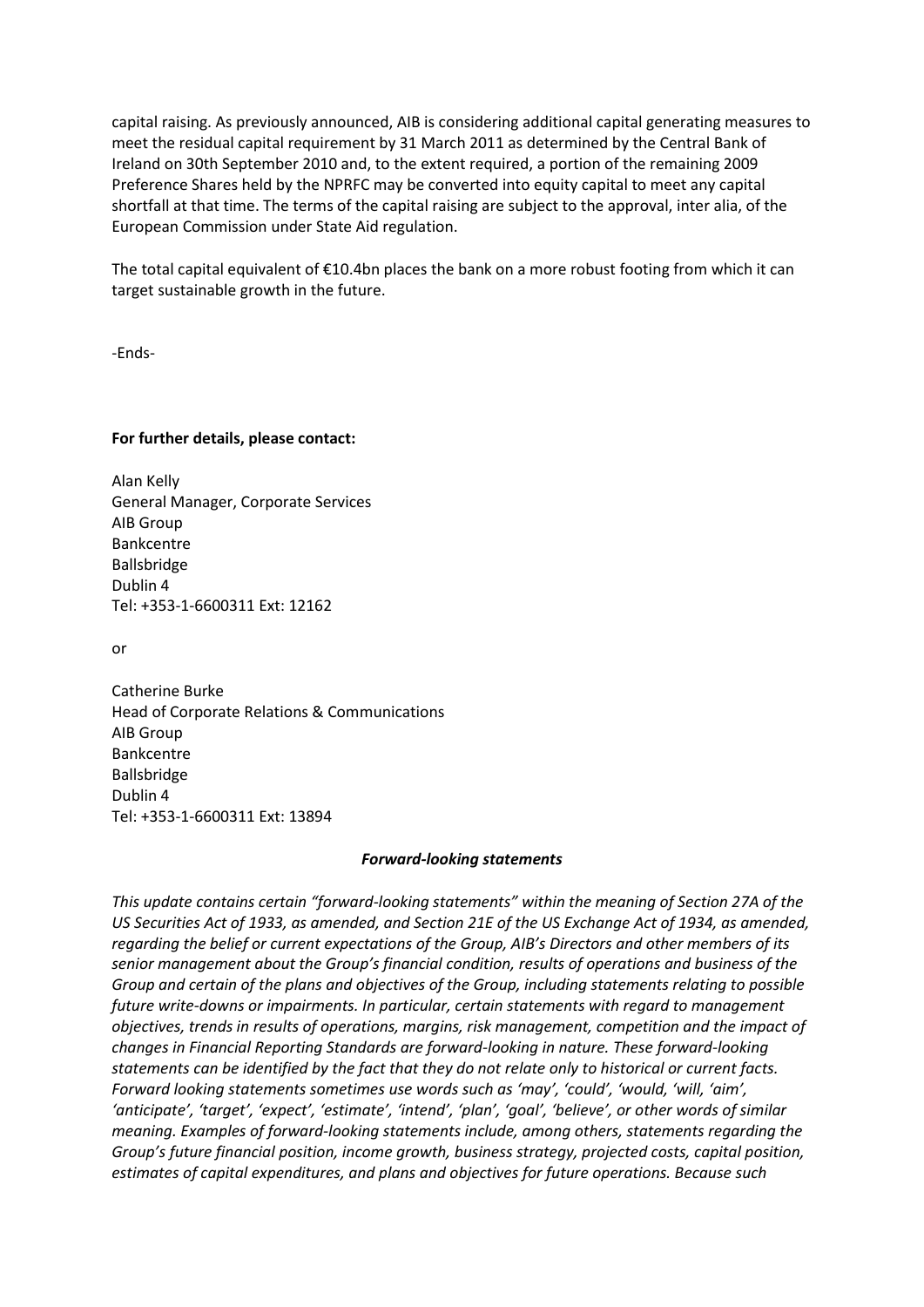capital raising. As previously announced, AIB is considering additional capital generating measures to meet the residual capital requirement by 31 March 2011 as determined by the Central Bank of Ireland on 30th September 2010 and, to the extent required, a portion of the remaining 2009 Preference Shares held by the NPRFC may be converted into equity capital to meet any capital shortfall at that time. The terms of the capital raising are subject to the approval, inter alia, of the European Commission under State Aid regulation.

The total capital equivalent of €10.4bn places the bank on a more robust footing from which it can target sustainable growth in the future.

-Ends-

**For further details, please contact:**

Alan Kelly
General Manager, Corporate Services
AIB Group
Bankcentre
Ballsbridge
Dublin 4
Tel: +353-1-6600311 Ext: 12162

or

Catherine Burke
Head of Corporate Relations & Communications
AIB Group
Bankcentre
Ballsbridge
Dublin 4
Tel: +353-1-6600311 Ext: 13894

### ***Forward-looking statements***

*This update contains certain "forward-looking statements" within the meaning of Section 27A of the US Securities Act of 1933, as amended, and Section 21E of the US Exchange Act of 1934, as amended, regarding the belief or current expectations of the Group, AIB's Directors and other members of its senior management about the Group's financial condition, results of operations and business of the Group and certain of the plans and objectives of the Group, including statements relating to possible future write-downs or impairments. In particular, certain statements with regard to management objectives, trends in results of operations, margins, risk management, competition and the impact of changes in Financial Reporting Standards are forward-looking in nature. These forward-looking statements can be identified by the fact that they do not relate only to historical or current facts. Forward looking statements sometimes use words such as 'may', 'could', 'would, 'will, 'aim', 'anticipate', 'target', 'expect', 'estimate', 'intend', 'plan', 'goal', 'believe', or other words of similar meaning. Examples of forward-looking statements include, among others, statements regarding the Group's future financial position, income growth, business strategy, projected costs, capital position, estimates of capital expenditures, and plans and objectives for future operations. Because such*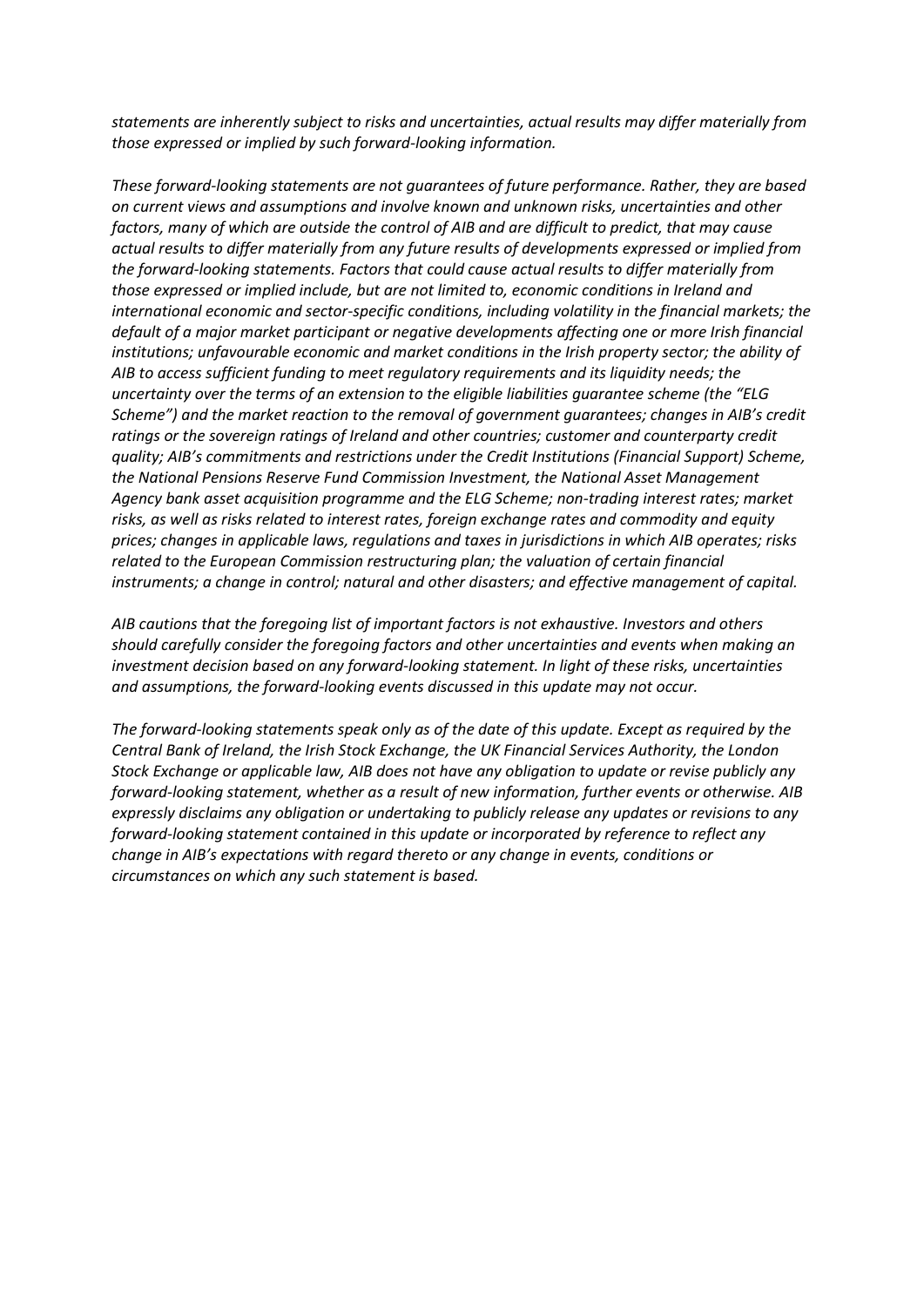*statements are inherently subject to risks and uncertainties, actual results may differ materially from those expressed or implied by such forward-looking information.*

*These forward-looking statements are not guarantees of future performance. Rather, they are based on current views and assumptions and involve known and unknown risks, uncertainties and other factors, many of which are outside the control of AIB and are difficult to predict, that may cause actual results to differ materially from any future results of developments expressed or implied from the forward-looking statements. Factors that could cause actual results to differ materially from those expressed or implied include, but are not limited to, economic conditions in Ireland and international economic and sector-specific conditions, including volatility in the financial markets; the default of a major market participant or negative developments affecting one or more Irish financial institutions; unfavourable economic and market conditions in the Irish property sector; the ability of AIB to access sufficient funding to meet regulatory requirements and its liquidity needs; the uncertainty over the terms of an extension to the eligible liabilities guarantee scheme (the "ELG Scheme") and the market reaction to the removal of government guarantees; changes in AIB's credit ratings or the sovereign ratings of Ireland and other countries; customer and counterparty credit quality; AIB's commitments and restrictions under the Credit Institutions (Financial Support) Scheme, the National Pensions Reserve Fund Commission Investment, the National Asset Management Agency bank asset acquisition programme and the ELG Scheme; non-trading interest rates; market risks, as well as risks related to interest rates, foreign exchange rates and commodity and equity prices; changes in applicable laws, regulations and taxes in jurisdictions in which AIB operates; risks related to the European Commission restructuring plan; the valuation of certain financial instruments; a change in control; natural and other disasters; and effective management of capital.*

*AIB cautions that the foregoing list of important factors is not exhaustive. Investors and others should carefully consider the foregoing factors and other uncertainties and events when making an investment decision based on any forward-looking statement. In light of these risks, uncertainties and assumptions, the forward-looking events discussed in this update may not occur.*

*The forward-looking statements speak only as of the date of this update. Except as required by the Central Bank of Ireland, the Irish Stock Exchange, the UK Financial Services Authority, the London Stock Exchange or applicable law, AIB does not have any obligation to update or revise publicly any forward-looking statement, whether as a result of new information, further events or otherwise. AIB expressly disclaims any obligation or undertaking to publicly release any updates or revisions to any forward-looking statement contained in this update or incorporated by reference to reflect any change in AIB's expectations with regard thereto or any change in events, conditions or circumstances on which any such statement is based.*